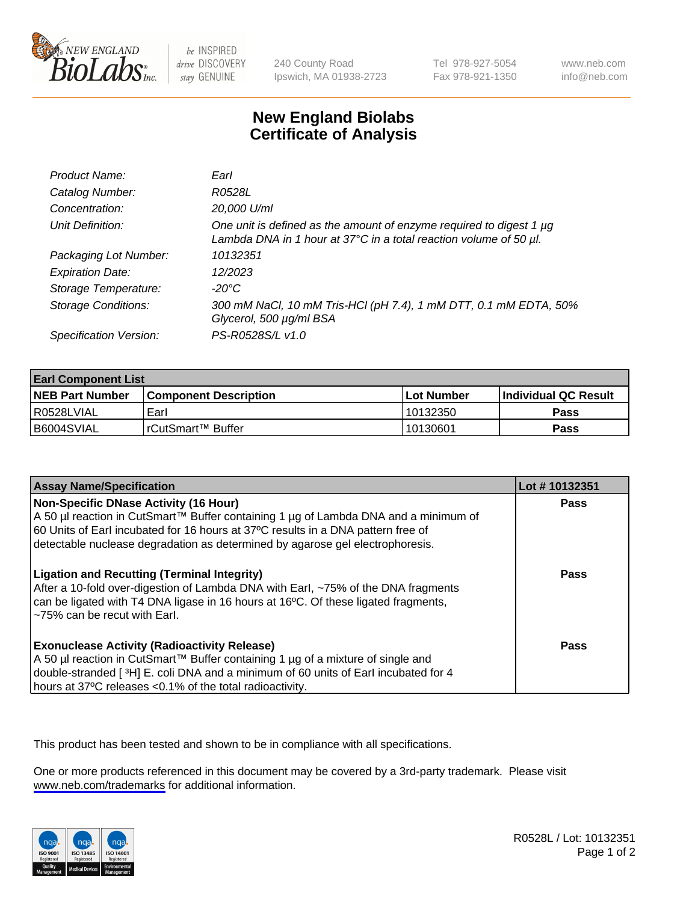# New England Biolabs
# Certificate of Analysis

| | |
|---|---|
| *Product Name:* | *EarI* |
| *Catalog Number:* | *R0528L* |
| *Concentration:* | *20,000 U/ml* |
| *Unit Definition:* | *One unit is defined as the amount of enzyme required to digest 1 µg Lambda DNA in 1 hour at 37°C in a total reaction volume of 50 µl.* |
| *Packaging Lot Number:* | *10132351* |
| *Expiration Date:* | *12/2023* |
| *Storage Temperature:* | *-20°C* |
| *Storage Conditions:* | *300 mM NaCl, 10 mM Tris-HCl (pH 7.4), 1 mM DTT, 0.1 mM EDTA, 50% Glycerol, 500 µg/ml BSA* |
| *Specification Version:* | *PS-R0528S/L v1.0* |

| **EarI Component List** | | | |
|---|---|---|---|
| **NEB Part Number** | **Component Description** | **Lot Number** | **Individual QC Result** |
| R0528LVIAL | EarI | 10132350 | **Pass** |
| B6004SVIAL | rCutSmart™ Buffer | 10130601 | **Pass** |

| **Assay Name/Specification** | **Lot # 10132351** |
|---|---|
| **Non-Specific DNase Activity (16 Hour)**<br>A 50 µl reaction in CutSmart™ Buffer containing 1 µg of Lambda DNA and a minimum of 60 Units of EarI incubated for 16 hours at 37ºC results in a DNA pattern free of detectable nuclease degradation as determined by agarose gel electrophoresis. | **Pass** |
| **Ligation and Recutting (Terminal Integrity)**<br>After a 10-fold over-digestion of Lambda DNA with EarI, ~75% of the DNA fragments can be ligated with T4 DNA ligase in 16 hours at 16ºC. Of these ligated fragments, ~75% can be recut with EarI. | **Pass** |
| **Exonuclease Activity (Radioactivity Release)**<br>A 50 µl reaction in CutSmart™ Buffer containing 1 µg of a mixture of single and double-stranded [ $^3$H] E. coli DNA and a minimum of 60 units of EarI incubated for 4 hours at 37ºC releases <0.1% of the total radioactivity. | **Pass** |

This product has been tested and shown to be in compliance with all specifications.

One or more products referenced in this document may be covered by a 3rd-party trademark. Please visit www.neb.com/trademarks for additional information.

R0528L / Lot: 10132351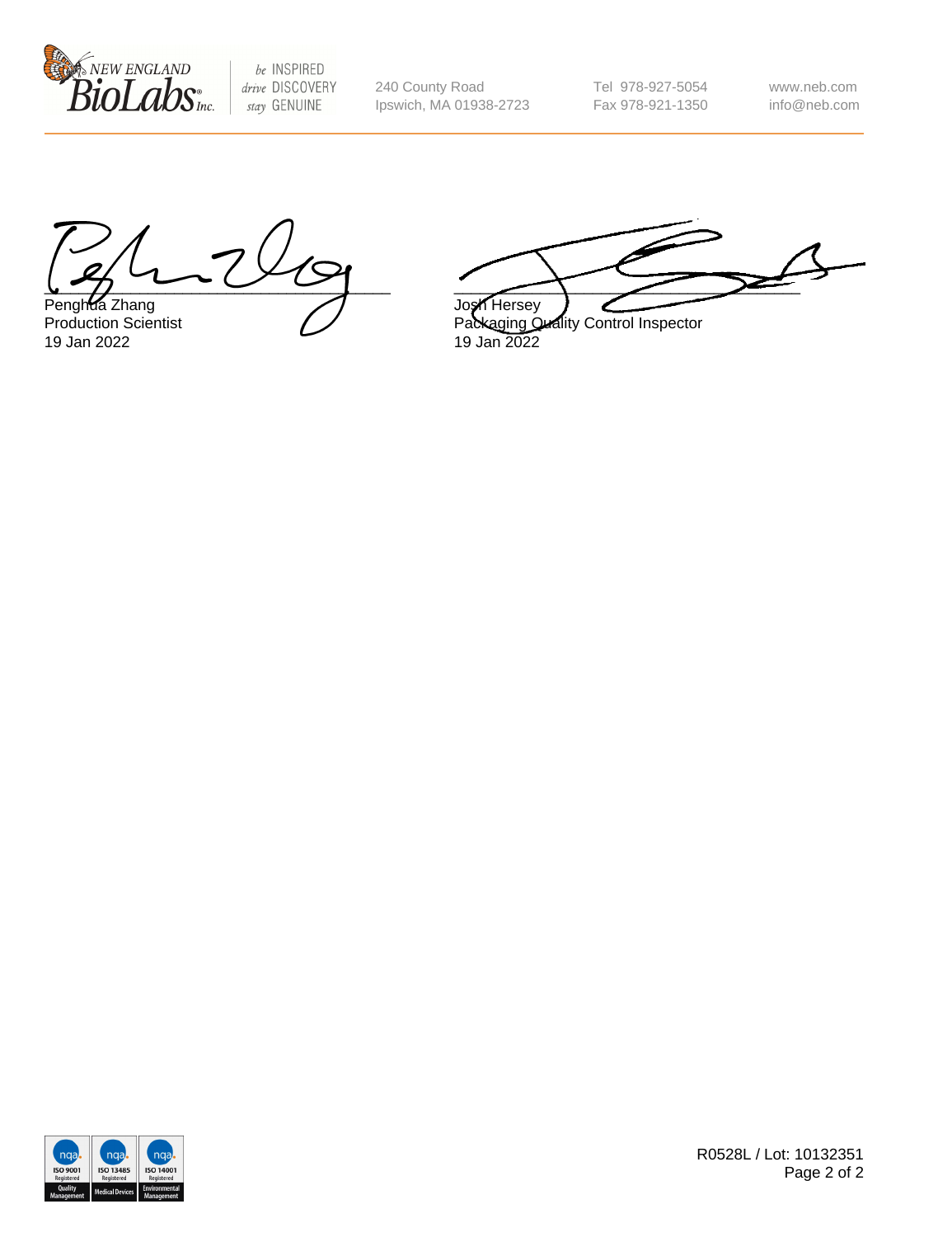Penghua Zhang
Production Scientist
19 Jan 2022

Josh Hersey
Packaging Quality Control Inspector
19 Jan 2022

R0528L / Lot: 10132351